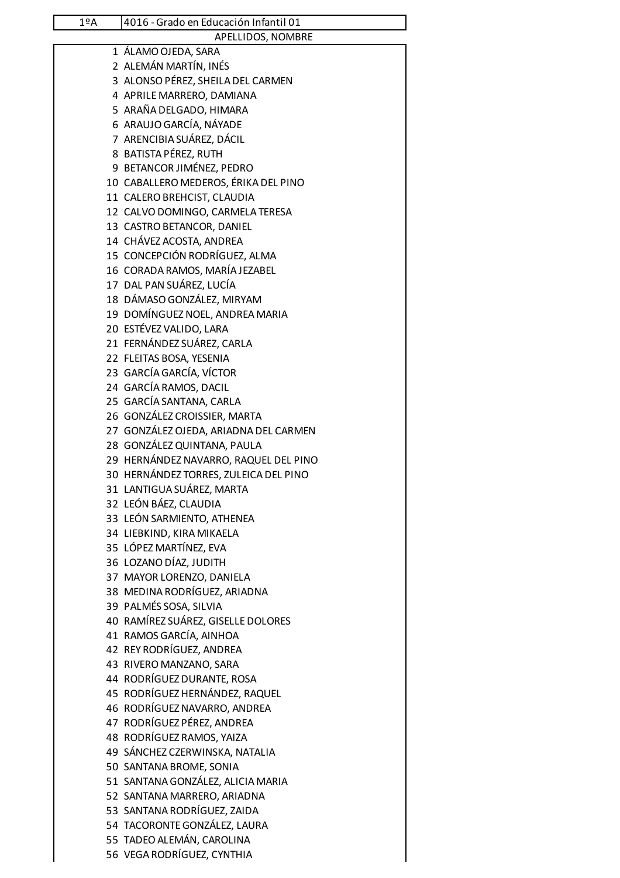| 1ºA | 4016 - Grado en Educación Infantil 01 |
|---|---|
| | APELLIDOS, NOMBRE |
| 1 | ÁLAMO OJEDA, SARA |
| 2 | ALEMÁN MARTÍN, INÉS |
| 3 | ALONSO PÉREZ, SHEILA DEL CARMEN |
| 4 | APRILE MARRERO, DAMIANA |
| 5 | ARAÑA DELGADO, HIMARA |
| 6 | ARAUJO GARCÍA, NÁYADE |
| 7 | ARENCIBIA SUÁREZ, DÁCIL |
| 8 | BATISTA PÉREZ, RUTH |
| 9 | BETANCOR JIMÉNEZ, PEDRO |
| 10 | CABALLERO MEDEROS, ÉRIKA DEL PINO |
| 11 | CALERO BREHCIST, CLAUDIA |
| 12 | CALVO DOMINGO, CARMELA TERESA |
| 13 | CASTRO BETANCOR, DANIEL |
| 14 | CHÁVEZ ACOSTA, ANDREA |
| 15 | CONCEPCIÓN RODRÍGUEZ, ALMA |
| 16 | CORADA RAMOS, MARÍA JEZABEL |
| 17 | DAL PAN SUÁREZ, LUCÍA |
| 18 | DÁMASO GONZÁLEZ, MIRYAM |
| 19 | DOMÍNGUEZ NOEL, ANDREA MARIA |
| 20 | ESTÉVEZ VALIDO, LARA |
| 21 | FERNÁNDEZ SUÁREZ, CARLA |
| 22 | FLEITAS BOSA, YESENIA |
| 23 | GARCÍA GARCÍA, VÍCTOR |
| 24 | GARCÍA RAMOS, DACIL |
| 25 | GARCÍA SANTANA, CARLA |
| 26 | GONZÁLEZ CROISSIER, MARTA |
| 27 | GONZÁLEZ OJEDA, ARIADNA DEL CARMEN |
| 28 | GONZÁLEZ QUINTANA, PAULA |
| 29 | HERNÁNDEZ NAVARRO, RAQUEL DEL PINO |
| 30 | HERNÁNDEZ TORRES, ZULEICA DEL PINO |
| 31 | LANTIGUA SUÁREZ, MARTA |
| 32 | LEÓN BÁEZ, CLAUDIA |
| 33 | LEÓN SARMIENTO, ATHENEA |
| 34 | LIEBKIND, KIRA MIKAELA |
| 35 | LÓPEZ MARTÍNEZ, EVA |
| 36 | LOZANO DÍAZ, JUDITH |
| 37 | MAYOR LORENZO, DANIELA |
| 38 | MEDINA RODRÍGUEZ, ARIADNA |
| 39 | PALMÉS SOSA, SILVIA |
| 40 | RAMÍREZ SUÁREZ, GISELLE DOLORES |
| 41 | RAMOS GARCÍA, AINHOA |
| 42 | REY RODRÍGUEZ, ANDREA |
| 43 | RIVERO MANZANO, SARA |
| 44 | RODRÍGUEZ DURANTE, ROSA |
| 45 | RODRÍGUEZ HERNÁNDEZ, RAQUEL |
| 46 | RODRÍGUEZ NAVARRO, ANDREA |
| 47 | RODRÍGUEZ PÉREZ, ANDREA |
| 48 | RODRÍGUEZ RAMOS, YAIZA |
| 49 | SÁNCHEZ CZERWINSKA, NATALIA |
| 50 | SANTANA BROME, SONIA |
| 51 | SANTANA GONZÁLEZ, ALICIA MARIA |
| 52 | SANTANA MARRERO, ARIADNA |
| 53 | SANTANA RODRÍGUEZ, ZAIDA |
| 54 | TACORONTE GONZÁLEZ, LAURA |
| 55 | TADEO ALEMÁN, CAROLINA |
| 56 | VEGA RODRÍGUEZ, CYNTHIA |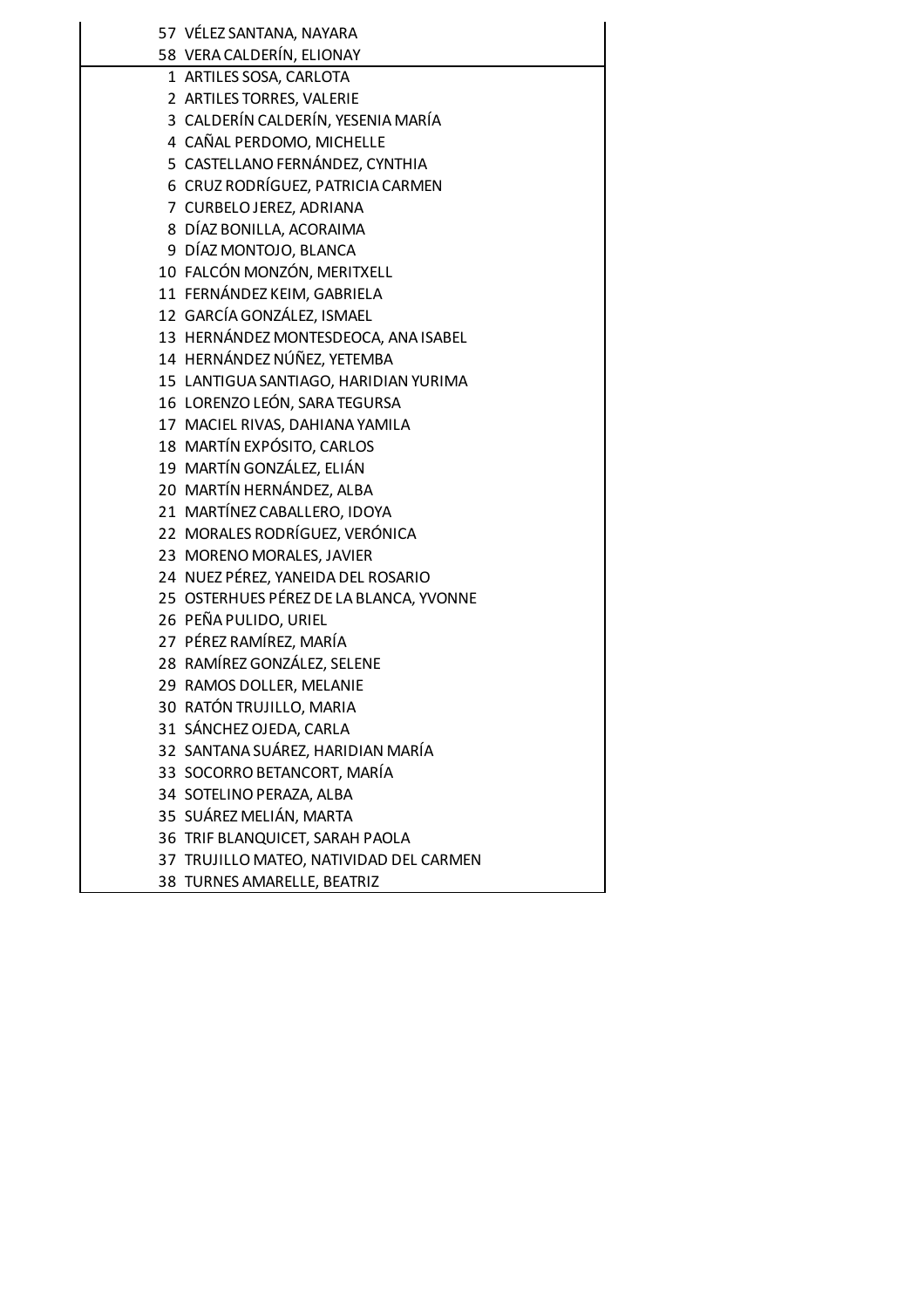| | |
|---|---|
| 57 | VÉLEZ SANTANA, NAYARA |
| 58 | VERA CALDERÍN, ELIONAY |
| 1 | ARTILES SOSA, CARLOTA |
| 2 | ARTILES TORRES, VALERIE |
| 3 | CALDERÍN CALDERÍN, YESENIA MARÍA |
| 4 | CAÑAL PERDOMO, MICHELLE |
| 5 | CASTELLANO FERNÁNDEZ, CYNTHIA |
| 6 | CRUZ RODRÍGUEZ, PATRICIA CARMEN |
| 7 | CURBELO JEREZ, ADRIANA |
| 8 | DÍAZ BONILLA, ACORAIMA |
| 9 | DÍAZ MONTOJO, BLANCA |
| 10 | FALCÓN MONZÓN, MERITXELL |
| 11 | FERNÁNDEZ KEIM, GABRIELA |
| 12 | GARCÍA GONZÁLEZ, ISMAEL |
| 13 | HERNÁNDEZ MONTESDEOCA, ANA ISABEL |
| 14 | HERNÁNDEZ NÚÑEZ, YETEMBA |
| 15 | LANTIGUA SANTIAGO, HARIDIAN YURIMA |
| 16 | LORENZO LEÓN, SARA TEGURSA |
| 17 | MACIEL RIVAS, DAHIANA YAMILA |
| 18 | MARTÍN EXPÓSITO, CARLOS |
| 19 | MARTÍN GONZÁLEZ, ELIÁN |
| 20 | MARTÍN HERNÁNDEZ, ALBA |
| 21 | MARTÍNEZ CABALLERO, IDOYA |
| 22 | MORALES RODRÍGUEZ, VERÓNICA |
| 23 | MORENO MORALES, JAVIER |
| 24 | NUEZ PÉREZ, YANEIDA DEL ROSARIO |
| 25 | OSTERHUES PÉREZ DE LA BLANCA, YVONNE |
| 26 | PEÑA PULIDO, URIEL |
| 27 | PÉREZ RAMÍREZ, MARÍA |
| 28 | RAMÍREZ GONZÁLEZ, SELENE |
| 29 | RAMOS DOLLER, MELANIE |
| 30 | RATÓN TRUJILLO, MARIA |
| 31 | SÁNCHEZ OJEDA, CARLA |
| 32 | SANTANA SUÁREZ, HARIDIAN MARÍA |
| 33 | SOCORRO BETANCORT, MARÍA |
| 34 | SOTELINO PERAZA, ALBA |
| 35 | SUÁREZ MELIÁN, MARTA |
| 36 | TRIF BLANQUICET, SARAH PAOLA |
| 37 | TRUJILLO MATEO, NATIVIDAD DEL CARMEN |
| 38 | TURNES AMARELLE, BEATRIZ |